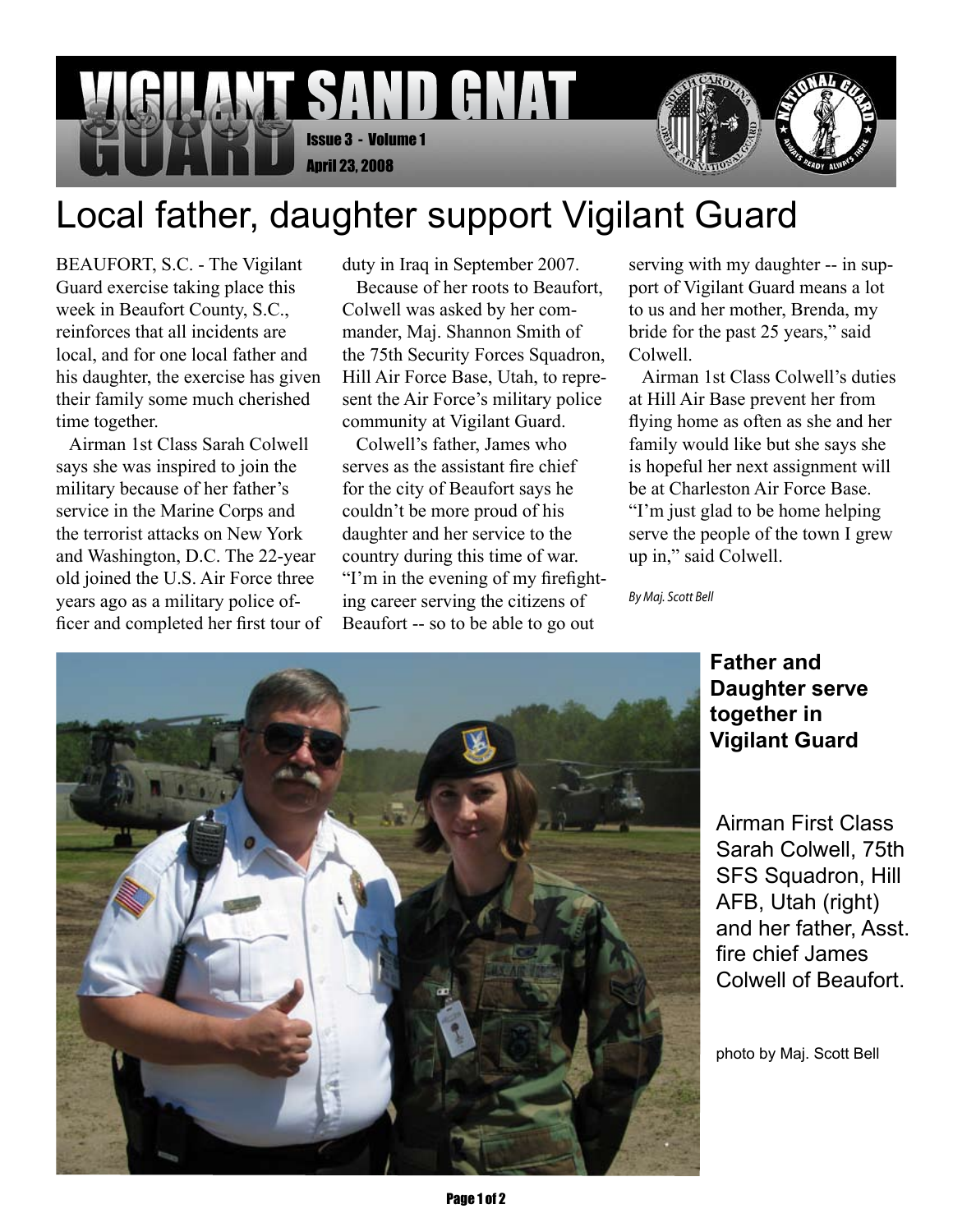# VIGILANT SAND GNAT GUARD

Issue 3 - Volume 1

April 23, 2008

# Local father, daughter support Vigilant Guard

BEAUFORT, S.C. - The Vigilant Guard exercise taking place this week in Beaufort County, S.C., reinforces that all incidents are local, and for one local father and his daughter, the exercise has given their family some much cherished time together.

Airman 1st Class Sarah Colwell says she was inspired to join the military because of her father's service in the Marine Corps and the terrorist attacks on New York and Washington, D.C. The 22-year old joined the U.S. Air Force three years ago as a military police officer and completed her first tour of duty in Iraq in September 2007.

Because of her roots to Beaufort, Colwell was asked by her commander, Maj. Shannon Smith of the 75th Security Forces Squadron, Hill Air Force Base, Utah, to represent the Air Force's military police community at Vigilant Guard.

Colwell's father, James who serves as the assistant fire chief for the city of Beaufort says he couldn't be more proud of his daughter and her service to the country during this time of war. "I'm in the evening of my firefighting career serving the citizens of Beaufort -- so to be able to go out serving with my daughter -- in support of Vigilant Guard means a lot to us and her mother, Brenda, my bride for the past 25 years," said Colwell.

Airman 1st Class Colwell's duties at Hill Air Base prevent her from flying home as often as she and her family would like but she says she is hopeful her next assignment will be at Charleston Air Force Base. "I'm just glad to be home helping serve the people of the town I grew up in," said Colwell.

*By Maj. Scott Bell*

**Father and Daughter serve together in Vigilant Guard**

Airman First Class Sarah Colwell, 75th SFS Squadron, Hill AFB, Utah (right) and her father, Asst. fire chief James Colwell of Beaufort.

photo by Maj. Scott Bell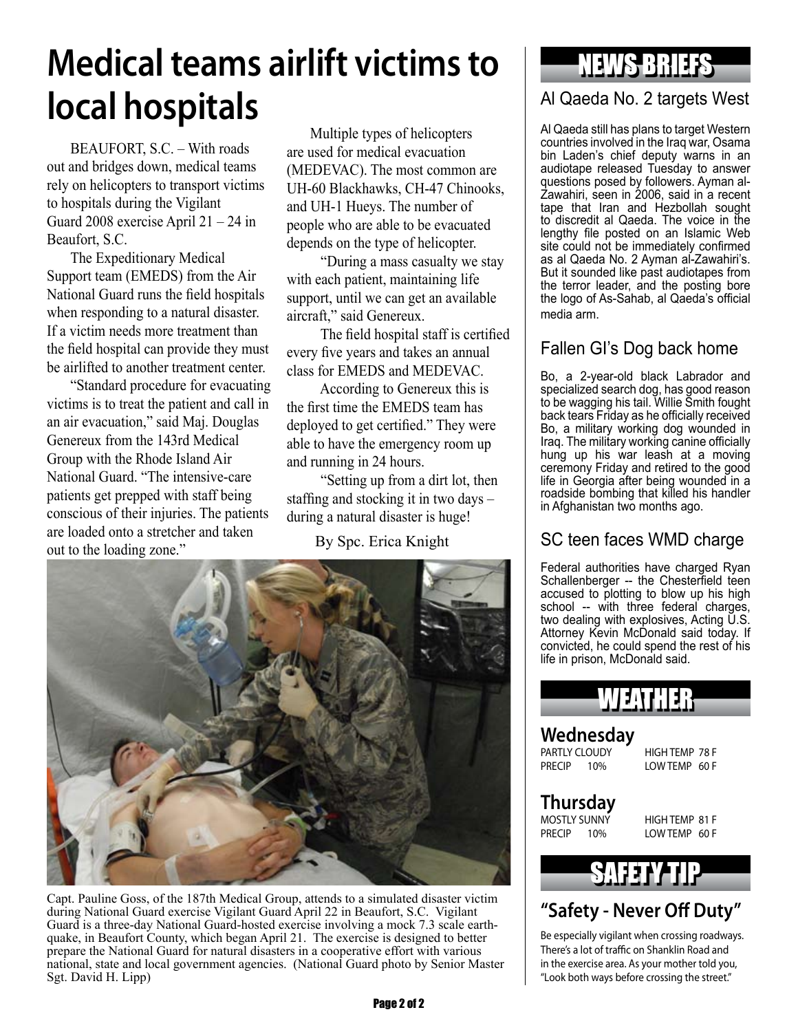# Medical teams airlift victims to local hospitals

BEAUFORT, S.C. – With roads out and bridges down, medical teams rely on helicopters to transport victims to hospitals during the Vigilant Guard 2008 exercise April 21 – 24 in Beaufort, S.C.

The Expeditionary Medical Support team (EMEDS) from the Air National Guard runs the field hospitals when responding to a natural disaster. If a victim needs more treatment than the field hospital can provide they must be airlifted to another treatment center.

"Standard procedure for evacuating victims is to treat the patient and call in an air evacuation," said Maj. Douglas Genereux from the 143rd Medical Group with the Rhode Island Air National Guard. "The intensive-care patients get prepped with staff being conscious of their injuries. The patients are loaded onto a stretcher and taken out to the loading zone."

Multiple types of helicopters are used for medical evacuation (MEDEVAC). The most common are UH-60 Blackhawks, CH-47 Chinooks, and UH-1 Hueys. The number of people who are able to be evacuated depends on the type of helicopter.

"During a mass casualty we stay with each patient, maintaining life support, until we can get an available aircraft," said Genereux.

The field hospital staff is certified every five years and takes an annual class for EMEDS and MEDEVAC.

According to Genereux this is the first time the EMEDS team has deployed to get certified." They were able to have the emergency room up and running in 24 hours.

"Setting up from a dirt lot, then staffing and stocking it in two days – during a natural disaster is huge!

By Spc. Erica Knight

Capt. Pauline Goss, of the 187th Medical Group, attends to a simulated disaster victim during National Guard exercise Vigilant Guard April 22 in Beaufort, S.C. Vigilant Guard is a three-day National Guard-hosted exercise involving a mock 7.3 scale earthquake, in Beaufort County, which began April 21. The exercise is designed to better prepare the National Guard for natural disasters in a cooperative effort with various national, state and local government agencies. (National Guard photo by Senior Master Sgt. David H. Lipp)

## NEWS BRIEFS

### Al Qaeda No. 2 targets West

Al Qaeda still has plans to target Western countries involved in the Iraq war, Osama bin Laden's chief deputy warns in an audiotape released Tuesday to answer questions posed by followers. Ayman al-Zawahiri, seen in 2006, said in a recent tape that Iran and Hezbollah sought to discredit al Qaeda. The voice in the lengthy file posted on an Islamic Web site could not be immediately confirmed as al Qaeda No. 2 Ayman al-Zawahiri's. But it sounded like past audiotapes from the terror leader, and the posting bore the logo of As-Sahab, al Qaeda's official media arm.

### Fallen GI's Dog back home

Bo, a 2-year-old black Labrador and specialized search dog, has good reason to be wagging his tail. Willie Smith fought back tears Friday as he officially received Bo, a military working dog wounded in Iraq. The military working canine officially hung up his war leash at a moving ceremony Friday and retired to the good life in Georgia after being wounded in a roadside bombing that killed his handler in Afghanistan two months ago.

### SC teen faces WMD charge

Federal authorities have charged Ryan Schallenberger -- the Chesterfield teen accused to plotting to blow up his high school -- with three federal charges, two dealing with explosives, Acting U.S. Attorney Kevin McDonald said today. If convicted, he could spend the rest of his life in prison, McDonald said.

## WEATHER

### Wednesday

PARTLY CLOUDY — HIGH TEMP 78 F
PRECIP 10% — LOW TEMP 60 F

### Thursday

MOSTLY SUNNY — HIGH TEMP 81 F
PRECIP 10% — LOW TEMP 60 F

## SAFETY TIP

### "Safety - Never Off Duty"

Be especially vigilant when crossing roadways. There's a lot of traffic on Shanklin Road and in the exercise area. As your mother told you, "Look both ways before crossing the street."